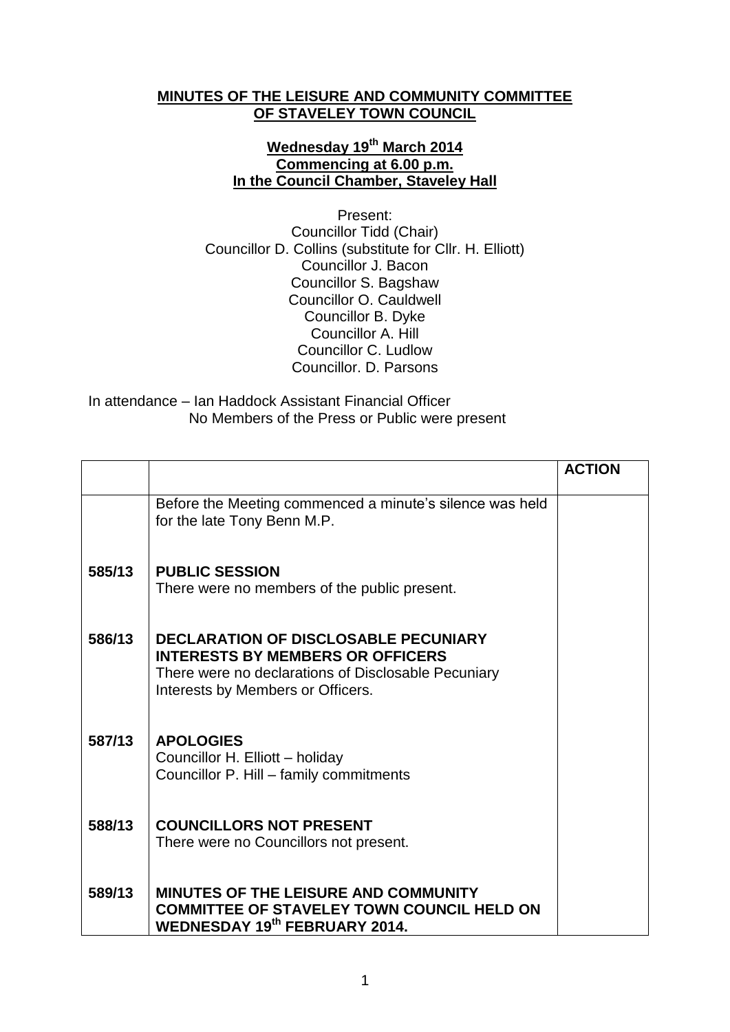**MINUTES OF THE LEISURE AND COMMUNITY COMMITTEE OF STAVELEY TOWN COUNCIL**

**Wednesday 19th March 2014**
**Commencing at 6.00 p.m.**
**In the Council Chamber, Staveley Hall**

Present:
Councillor Tidd (Chair)
Councillor D. Collins (substitute for Cllr. H. Elliott)
Councillor J. Bacon
Councillor S. Bagshaw
Councillor O. Cauldwell
Councillor B. Dyke
Councillor A. Hill
Councillor C. Ludlow
Councillor. D. Parsons

In attendance – Ian Haddock Assistant Financial Officer
No Members of the Press or Public were present

| | | **ACTION** |
|---|---|---|
| | Before the Meeting commenced a minute's silence was held for the late Tony Benn M.P. | |
| **585/13** | **PUBLIC SESSION**<br>There were no members of the public present. | |
| **586/13** | **DECLARATION OF DISCLOSABLE PECUNIARY INTERESTS BY MEMBERS OR OFFICERS**<br>There were no declarations of Disclosable Pecuniary Interests by Members or Officers. | |
| **587/13** | **APOLOGIES**<br>Councillor H. Elliott – holiday<br>Councillor P. Hill – family commitments | |
| **588/13** | **COUNCILLORS NOT PRESENT**<br>There were no Councillors not present. | |
| **589/13** | **MINUTES OF THE LEISURE AND COMMUNITY COMMITTEE OF STAVELEY TOWN COUNCIL HELD ON WEDNESDAY 19th FEBRUARY 2014.** | |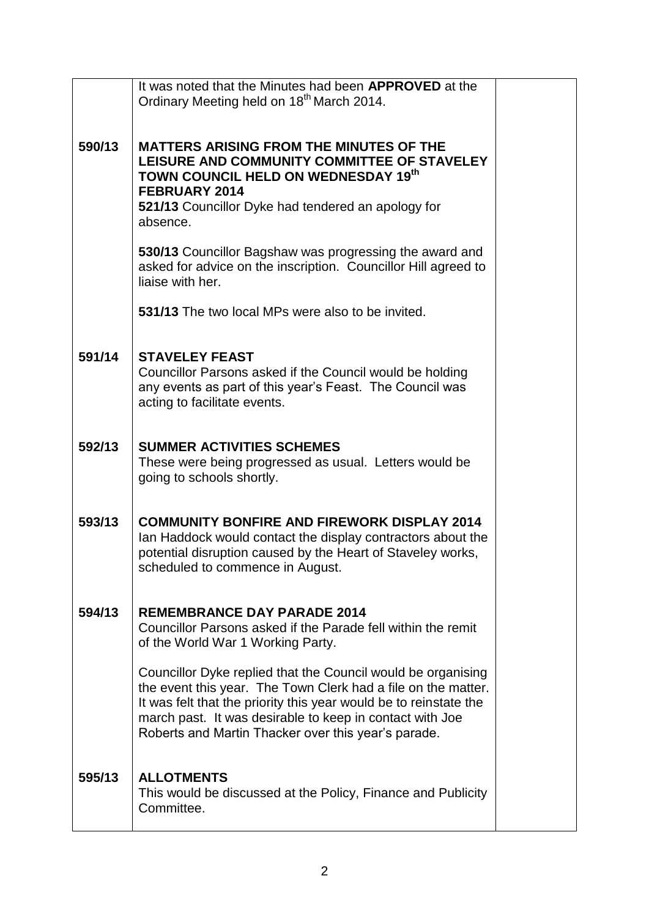| | | |
|---|---|---|
| | It was noted that the Minutes had been **APPROVED** at the Ordinary Meeting held on 18th March 2014. | |
| **590/13** | **MATTERS ARISING FROM THE MINUTES OF THE LEISURE AND COMMUNITY COMMITTEE OF STAVELEY TOWN COUNCIL HELD ON WEDNESDAY 19th FEBRUARY 2014**<br>**521/13** Councillor Dyke had tendered an apology for absence.<br><br>**530/13** Councillor Bagshaw was progressing the award and asked for advice on the inscription. Councillor Hill agreed to liaise with her.<br><br>**531/13** The two local MPs were also to be invited. | |
| **591/14** | **STAVELEY FEAST**<br>Councillor Parsons asked if the Council would be holding any events as part of this year's Feast. The Council was acting to facilitate events. | |
| **592/13** | **SUMMER ACTIVITIES SCHEMES**<br>These were being progressed as usual. Letters would be going to schools shortly. | |
| **593/13** | **COMMUNITY BONFIRE AND FIREWORK DISPLAY 2014**<br>Ian Haddock would contact the display contractors about the potential disruption caused by the Heart of Staveley works, scheduled to commence in August. | |
| **594/13** | **REMEMBRANCE DAY PARADE 2014**<br>Councillor Parsons asked if the Parade fell within the remit of the World War 1 Working Party.<br><br>Councillor Dyke replied that the Council would be organising the event this year. The Town Clerk had a file on the matter. It was felt that the priority this year would be to reinstate the march past. It was desirable to keep in contact with Joe Roberts and Martin Thacker over this year's parade. | |
| **595/13** | **ALLOTMENTS**<br>This would be discussed at the Policy, Finance and Publicity Committee. | |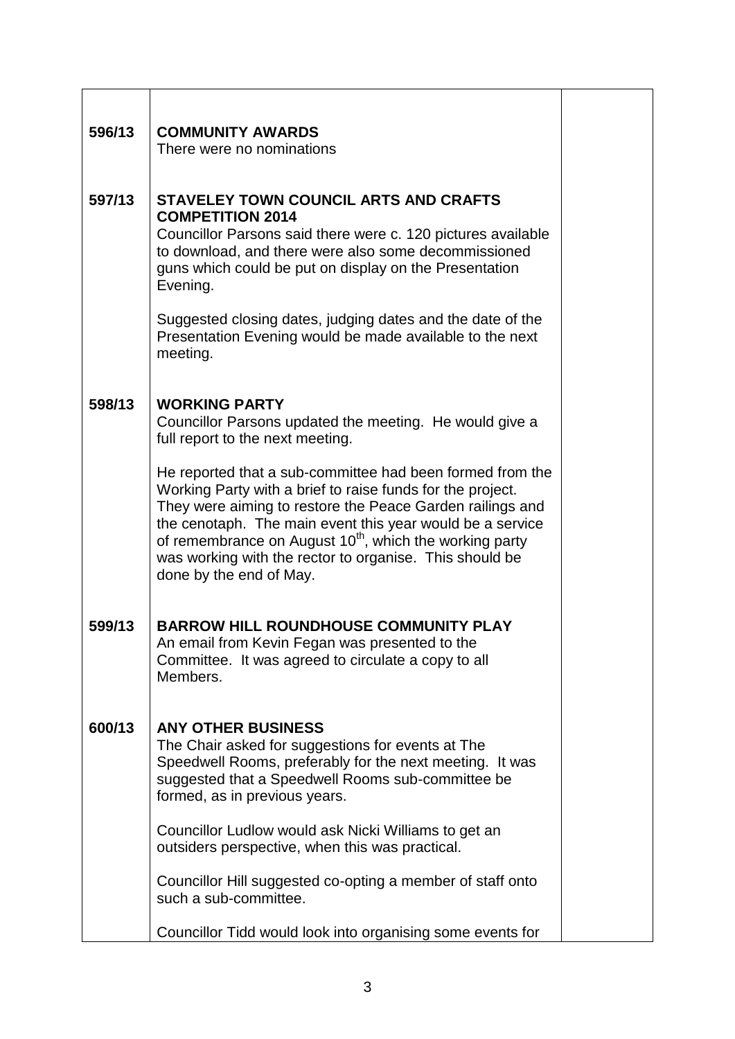| | | |
|---|---|---|
| **596/13** | **COMMUNITY AWARDS**<br>There were no nominations | |
| **597/13** | **STAVELEY TOWN COUNCIL ARTS AND CRAFTS COMPETITION 2014**<br>Councillor Parsons said there were c. 120 pictures available to download, and there were also some decommissioned guns which could be put on display on the Presentation Evening.<br><br>Suggested closing dates, judging dates and the date of the Presentation Evening would be made available to the next meeting. | |
| **598/13** | **WORKING PARTY**<br>Councillor Parsons updated the meeting. He would give a full report to the next meeting.<br><br>He reported that a sub-committee had been formed from the Working Party with a brief to raise funds for the project. They were aiming to restore the Peace Garden railings and the cenotaph. The main event this year would be a service of remembrance on August 10th, which the working party was working with the rector to organise. This should be done by the end of May. | |
| **599/13** | **BARROW HILL ROUNDHOUSE COMMUNITY PLAY**<br>An email from Kevin Fegan was presented to the Committee. It was agreed to circulate a copy to all Members. | |
| **600/13** | **ANY OTHER BUSINESS**<br>The Chair asked for suggestions for events at The Speedwell Rooms, preferably for the next meeting. It was suggested that a Speedwell Rooms sub-committee be formed, as in previous years.<br><br>Councillor Ludlow would ask Nicki Williams to get an outsiders perspective, when this was practical.<br><br>Councillor Hill suggested co-opting a member of staff onto such a sub-committee.<br><br>Councillor Tidd would look into organising some events for | |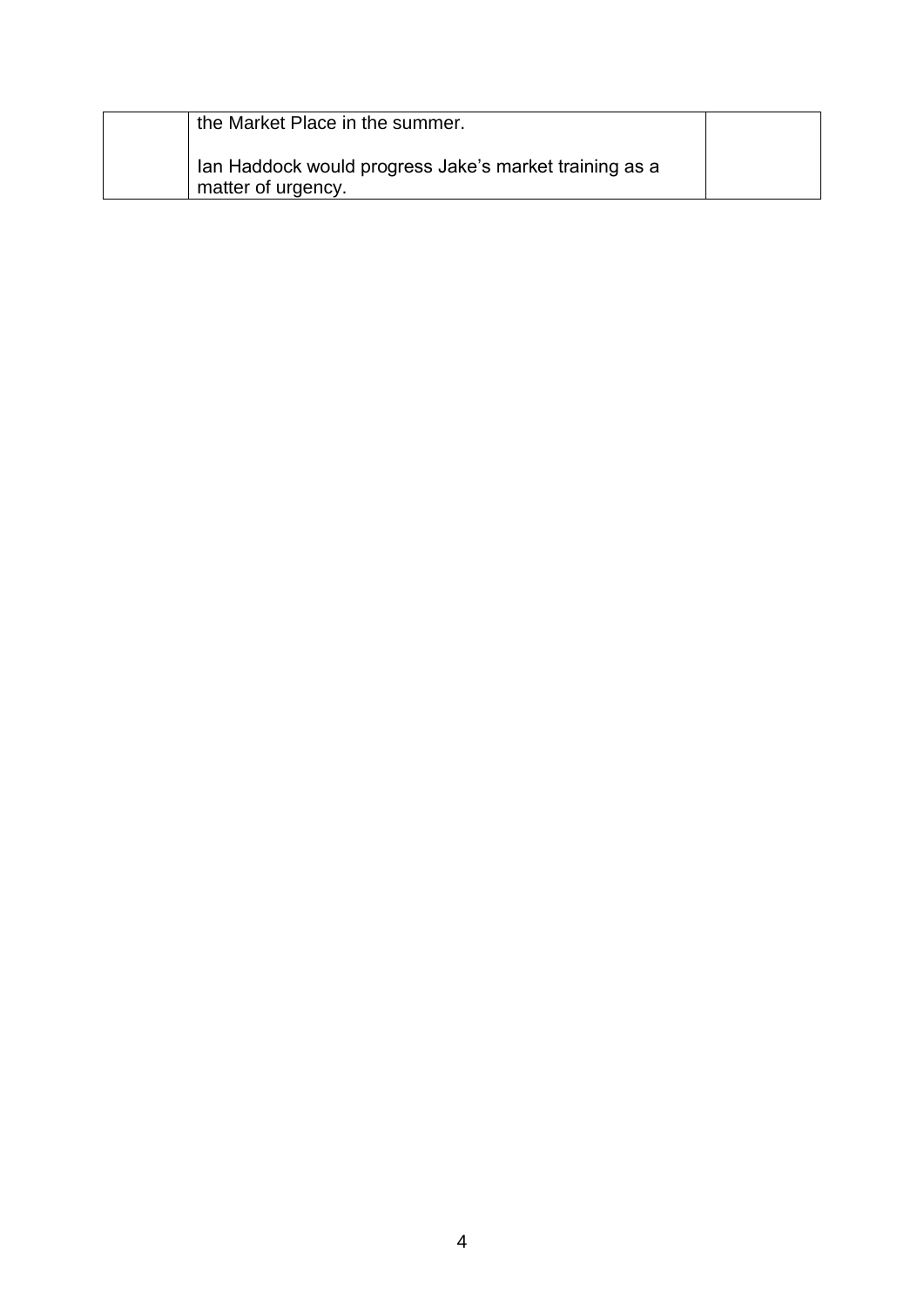| | | |
|---|---|---|
| | the Market Place in the summer.<br><br>Ian Haddock would progress Jake's market training as a matter of urgency. | |